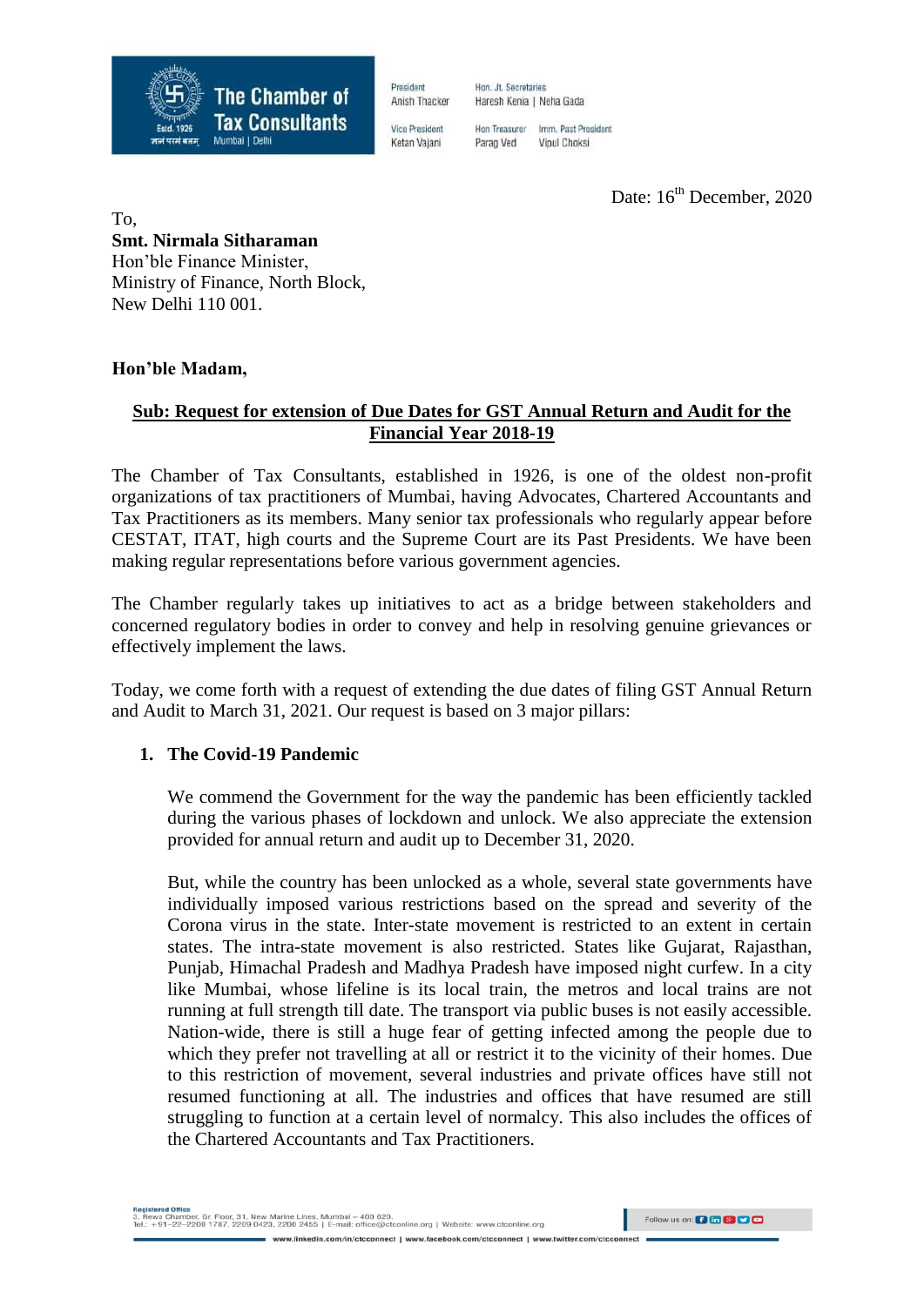The Chamber of Tax Consultants
Estd. 1926
Mumbai | Delhi

President
Anish Thacker

Vice President
Ketan Vajani

Hon. Jt. Secretaries
Haresh Kenia | Neha Gada

Hon Treasurer
Parag Ved

Imm. Past President
Vipul Choksi

Date: 16th December, 2020

To,
**Smt. Nirmala Sitharaman**
Hon'ble Finance Minister,
Ministry of Finance, North Block,
New Delhi 110 001.

**Hon'ble Madam,**

**Sub: Request for extension of Due Dates for GST Annual Return and Audit for the Financial Year 2018-19**

The Chamber of Tax Consultants, established in 1926, is one of the oldest non-profit organizations of tax practitioners of Mumbai, having Advocates, Chartered Accountants and Tax Practitioners as its members. Many senior tax professionals who regularly appear before CESTAT, ITAT, high courts and the Supreme Court are its Past Presidents. We have been making regular representations before various government agencies.

The Chamber regularly takes up initiatives to act as a bridge between stakeholders and concerned regulatory bodies in order to convey and help in resolving genuine grievances or effectively implement the laws.

Today, we come forth with a request of extending the due dates of filing GST Annual Return and Audit to March 31, 2021. Our request is based on 3 major pillars:

1. **The Covid-19 Pandemic**

   We commend the Government for the way the pandemic has been efficiently tackled during the various phases of lockdown and unlock. We also appreciate the extension provided for annual return and audit up to December 31, 2020.

   But, while the country has been unlocked as a whole, several state governments have individually imposed various restrictions based on the spread and severity of the Corona virus in the state. Inter-state movement is restricted to an extent in certain states. The intra-state movement is also restricted. States like Gujarat, Rajasthan, Punjab, Himachal Pradesh and Madhya Pradesh have imposed night curfew. In a city like Mumbai, whose lifeline is its local train, the metros and local trains are not running at full strength till date. The transport via public buses is not easily accessible. Nation-wide, there is still a huge fear of getting infected among the people due to which they prefer not travelling at all or restrict it to the vicinity of their homes. Due to this restriction of movement, several industries and private offices have still not resumed functioning at all. The industries and offices that have resumed are still struggling to function at a certain level of normalcy. This also includes the offices of the Chartered Accountants and Tax Practitioners.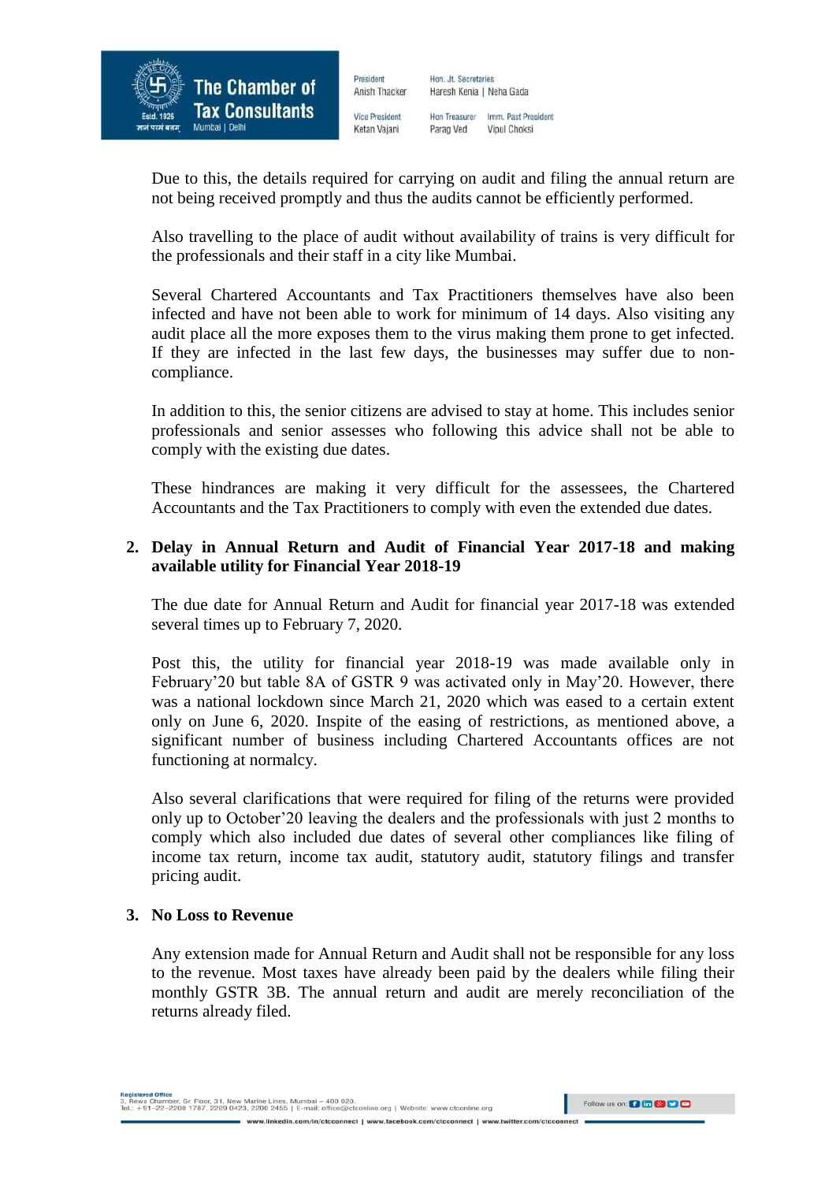Due to this, the details required for carrying on audit and filing the annual return are not being received promptly and thus the audits cannot be efficiently performed.

Also travelling to the place of audit without availability of trains is very difficult for the professionals and their staff in a city like Mumbai.

Several Chartered Accountants and Tax Practitioners themselves have also been infected and have not been able to work for minimum of 14 days. Also visiting any audit place all the more exposes them to the virus making them prone to get infected. If they are infected in the last few days, the businesses may suffer due to non-compliance.

In addition to this, the senior citizens are advised to stay at home. This includes senior professionals and senior assesses who following this advice shall not be able to comply with the existing due dates.

These hindrances are making it very difficult for the assessees, the Chartered Accountants and the Tax Practitioners to comply with even the extended due dates.

**2. Delay in Annual Return and Audit of Financial Year 2017-18 and making available utility for Financial Year 2018-19**

The due date for Annual Return and Audit for financial year 2017-18 was extended several times up to February 7, 2020.

Post this, the utility for financial year 2018-19 was made available only in February'20 but table 8A of GSTR 9 was activated only in May'20. However, there was a national lockdown since March 21, 2020 which was eased to a certain extent only on June 6, 2020. Inspite of the easing of restrictions, as mentioned above, a significant number of business including Chartered Accountants offices are not functioning at normalcy.

Also several clarifications that were required for filing of the returns were provided only up to October'20 leaving the dealers and the professionals with just 2 months to comply which also included due dates of several other compliances like filing of income tax return, income tax audit, statutory audit, statutory filings and transfer pricing audit.

**3. No Loss to Revenue**

Any extension made for Annual Return and Audit shall not be responsible for any loss to the revenue. Most taxes have already been paid by the dealers while filing their monthly GSTR 3B. The annual return and audit are merely reconciliation of the returns already filed.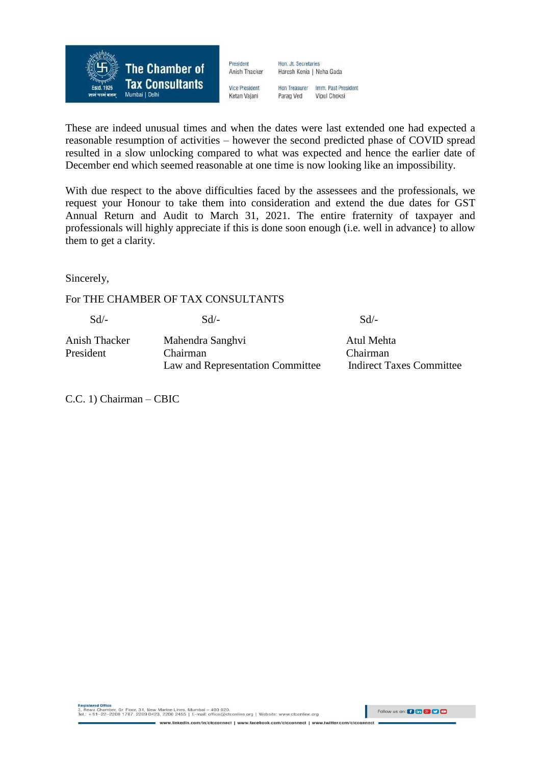These are indeed unusual times and when the dates were last extended one had expected a reasonable resumption of activities – however the second predicted phase of COVID spread resulted in a slow unlocking compared to what was expected and hence the earlier date of December end which seemed reasonable at one time is now looking like an impossibility.

With due respect to the above difficulties faced by the assessees and the professionals, we request your Honour to take them into consideration and extend the due dates for GST Annual Return and Audit to March 31, 2021. The entire fraternity of taxpayer and professionals will highly appreciate if this is done soon enough (i.e. well in advance} to allow them to get a clarity.

Sincerely,

For THE CHAMBER OF TAX CONSULTANTS

| | | |
|---|---|---|
| Sd/- | Sd/- | Sd/- |
| Anish Thacker<br>President | Mahendra Sanghvi<br>Chairman<br>Law and Representation Committee | Atul Mehta<br>Chairman<br>Indirect Taxes Committee |

C.C. 1) Chairman – CBIC